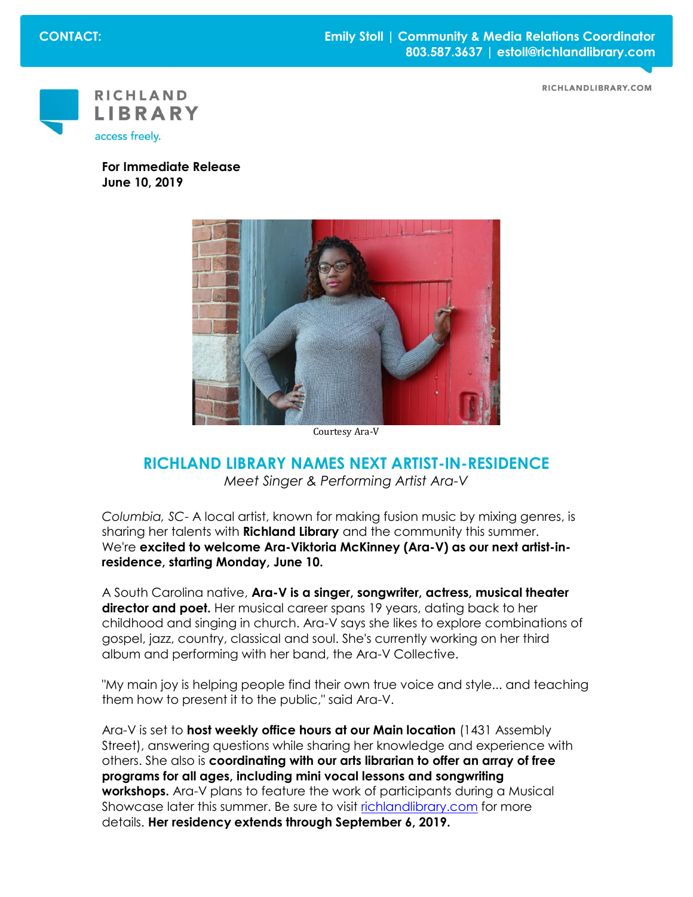**CONTACT:** Emily Stoll | Community & Media Relations Coordinator
803.587.3637 | estoll@richlandlibrary.com

RICHLANDLIBRARY.COM

RICHLAND LIBRARY
access freely.

**For Immediate Release**
**June 10, 2019**

Courtesy Ara-V

## RICHLAND LIBRARY NAMES NEXT ARTIST-IN-RESIDENCE

*Meet Singer & Performing Artist Ara-V*

*Columbia, SC*- A local artist, known for making fusion music by mixing genres, is sharing her talents with **Richland Library** and the community this summer. We're **excited to welcome Ara-Viktoria McKinney (Ara-V) as our next artist-in-residence, starting Monday, June 10.**

A South Carolina native, **Ara-V is a singer, songwriter, actress, musical theater director and poet.** Her musical career spans 19 years, dating back to her childhood and singing in church. Ara-V says she likes to explore combinations of gospel, jazz, country, classical and soul. She's currently working on her third album and performing with her band, the Ara-V Collective.

"My main joy is helping people find their own true voice and style... and teaching them how to present it to the public," said Ara-V.

Ara-V is set to **host weekly office hours at our Main location** (1431 Assembly Street), answering questions while sharing her knowledge and experience with others. She also is **coordinating with our arts librarian to offer an array of free programs for all ages, including mini vocal lessons and songwriting workshops.** Ara-V plans to feature the work of participants during a Musical Showcase later this summer. Be sure to visit richlandlibrary.com for more details. **Her residency extends through September 6, 2019.**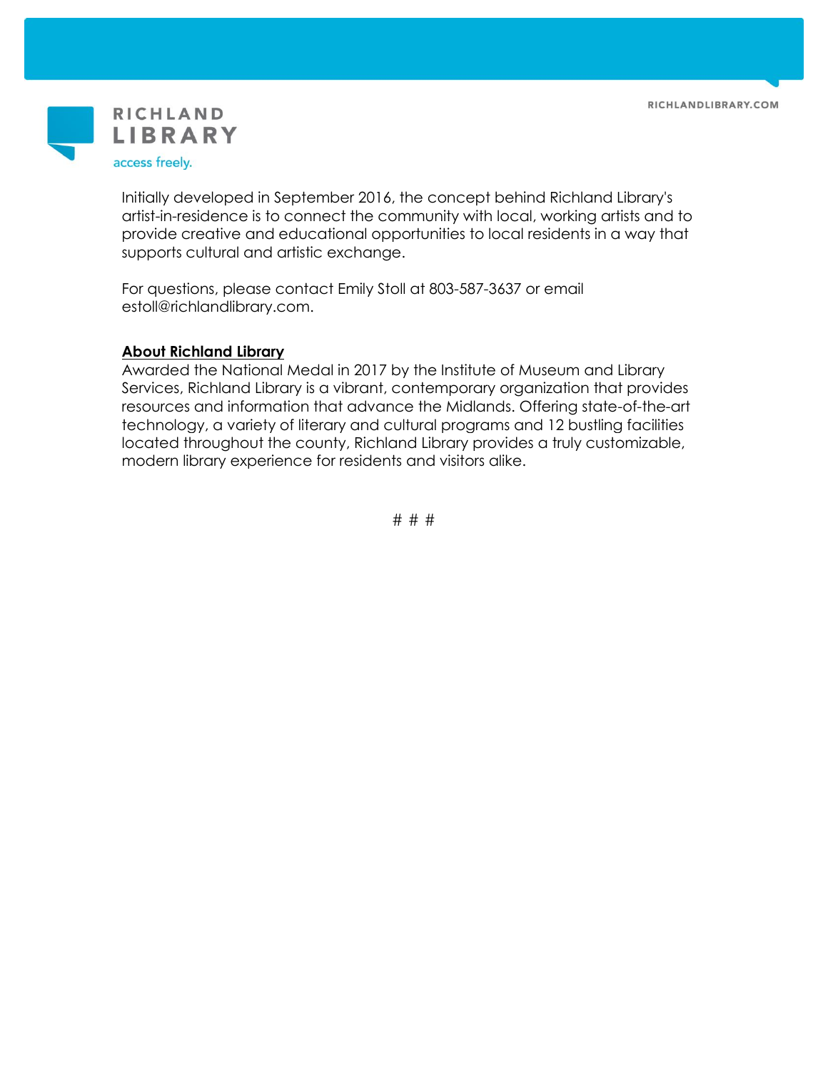Initially developed in September 2016, the concept behind Richland Library's artist-in-residence is to connect the community with local, working artists and to provide creative and educational opportunities to local residents in a way that supports cultural and artistic exchange.

For questions, please contact Emily Stoll at 803-587-3637 or email estoll@richlandlibrary.com.

**About Richland Library**

Awarded the National Medal in 2017 by the Institute of Museum and Library Services, Richland Library is a vibrant, contemporary organization that provides resources and information that advance the Midlands. Offering state-of-the-art technology, a variety of literary and cultural programs and 12 bustling facilities located throughout the county, Richland Library provides a truly customizable, modern library experience for residents and visitors alike.

# # #